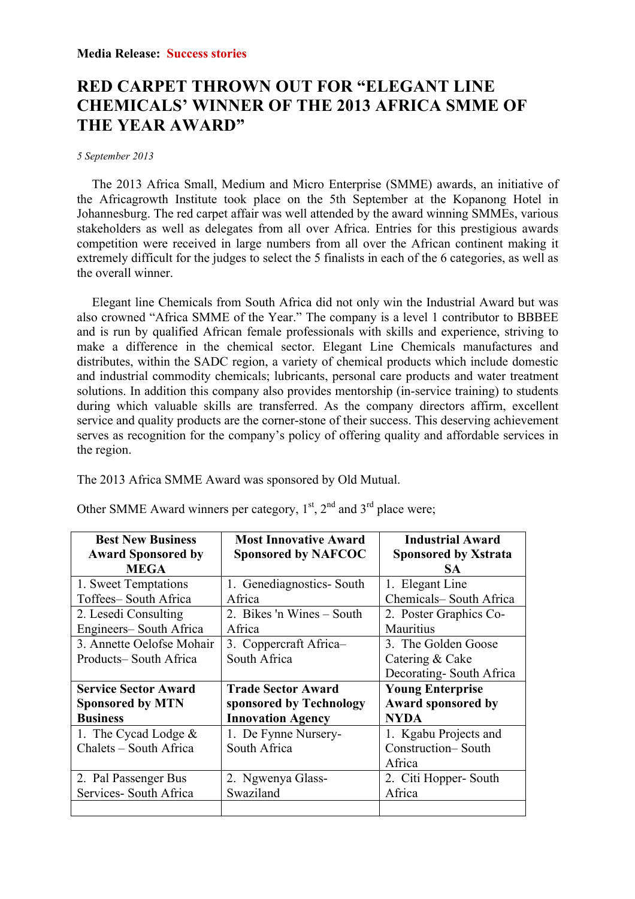**Media Release: Success stories**

# RED CARPET THROWN OUT FOR "ELEGANT LINE CHEMICALS' WINNER OF THE 2013 AFRICA SMME OF THE YEAR AWARD"

*5 September 2013*

The 2013 Africa Small, Medium and Micro Enterprise (SMME) awards, an initiative of the Africagrowth Institute took place on the 5th September at the Kopanong Hotel in Johannesburg. The red carpet affair was well attended by the award winning SMMEs, various stakeholders as well as delegates from all over Africa. Entries for this prestigious awards competition were received in large numbers from all over the African continent making it extremely difficult for the judges to select the 5 finalists in each of the 6 categories, as well as the overall winner.

Elegant line Chemicals from South Africa did not only win the Industrial Award but was also crowned "Africa SMME of the Year." The company is a level 1 contributor to BBBEE and is run by qualified African female professionals with skills and experience, striving to make a difference in the chemical sector. Elegant Line Chemicals manufactures and distributes, within the SADC region, a variety of chemical products which include domestic and industrial commodity chemicals; lubricants, personal care products and water treatment solutions. In addition this company also provides mentorship (in-service training) to students during which valuable skills are transferred. As the company directors affirm, excellent service and quality products are the corner-stone of their success. This deserving achievement serves as recognition for the company's policy of offering quality and affordable services in the region.

The 2013 Africa SMME Award was sponsored by Old Mutual.

Other SMME Award winners per category, 1st, 2nd and 3rd place were;

| **Best New Business Award Sponsored by MEGA** | **Most Innovative Award Sponsored by NAFCOC** | **Industrial Award Sponsored by Xstrata SA** |
|---|---|---|
| 1. Sweet Temptations Toffees– South Africa | 1. Genediagnostics- South Africa | 1. Elegant Line Chemicals– South Africa |
| 2. Lesedi Consulting Engineers– South Africa | 2. Bikes 'n Wines – South Africa | 2. Poster Graphics Co- Mauritius |
| 3. Annette Oelofse Mohair Products– South Africa | 3. Coppercraft Africa– South Africa | 3. The Golden Goose Catering & Cake Decorating- South Africa |
| **Service Sector Award Sponsored by MTN Business** | **Trade Sector Award sponsored by Technology Innovation Agency** | **Young Enterprise Award sponsored by NYDA** |
| 1. The Cycad Lodge & Chalets – South Africa | 1. De Fynne Nursery- South Africa | 1. Kgabu Projects and Construction– South Africa |
| 2. Pal Passenger Bus Services- South Africa | 2. Ngwenya Glass- Swaziland | 2. Citi Hopper- South Africa |
| | | |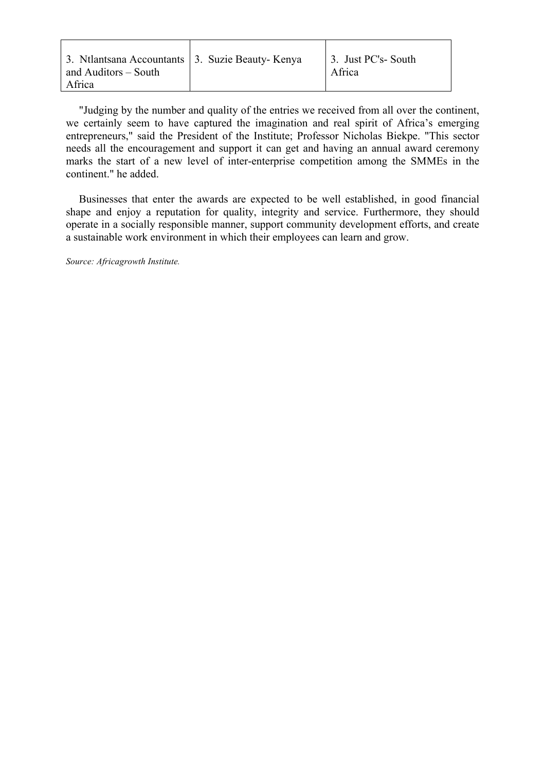| | | |
|---|---|---|
| 3. Ntlantsana Accountants and Auditors – South Africa | 3. Suzie Beauty- Kenya | 3. Just PC's- South Africa |

"Judging by the number and quality of the entries we received from all over the continent, we certainly seem to have captured the imagination and real spirit of Africa's emerging entrepreneurs," said the President of the Institute; Professor Nicholas Biekpe. "This sector needs all the encouragement and support it can get and having an annual award ceremony marks the start of a new level of inter-enterprise competition among the SMMEs in the continent." he added.

Businesses that enter the awards are expected to be well established, in good financial shape and enjoy a reputation for quality, integrity and service. Furthermore, they should operate in a socially responsible manner, support community development efforts, and create a sustainable work environment in which their employees can learn and grow.

*Source: Africagrowth Institute.*